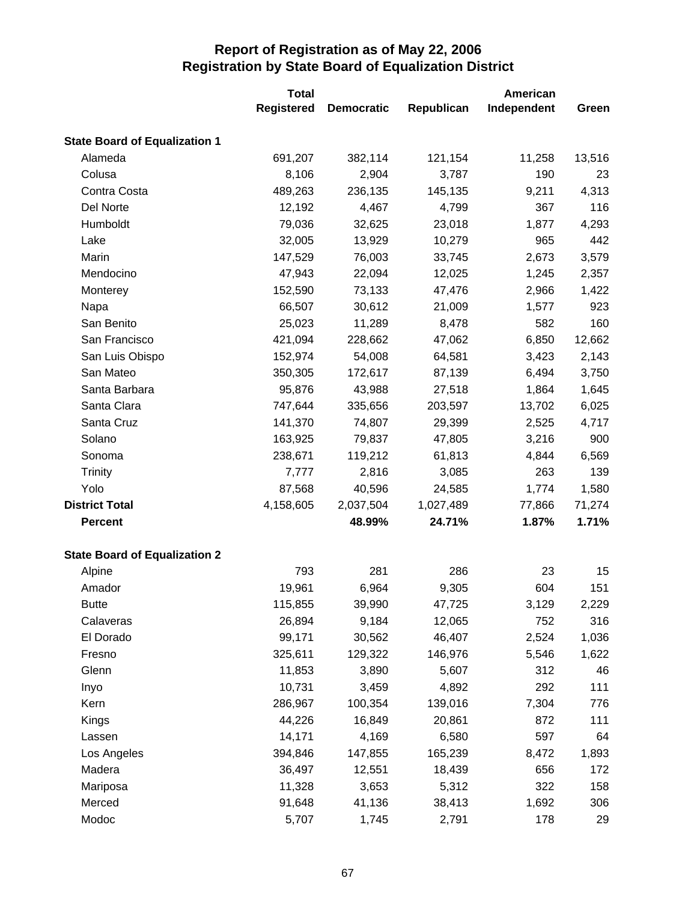# Report of Registration as of May 22, 2006
## Registration by State Board of Equalization District

| | Total Registered | Democratic | Republican | American Independent | Green |
|---|---|---|---|---|---|
| **State Board of Equalization 1** | | | | | |
| Alameda | 691,207 | 382,114 | 121,154 | 11,258 | 13,516 |
| Colusa | 8,106 | 2,904 | 3,787 | 190 | 23 |
| Contra Costa | 489,263 | 236,135 | 145,135 | 9,211 | 4,313 |
| Del Norte | 12,192 | 4,467 | 4,799 | 367 | 116 |
| Humboldt | 79,036 | 32,625 | 23,018 | 1,877 | 4,293 |
| Lake | 32,005 | 13,929 | 10,279 | 965 | 442 |
| Marin | 147,529 | 76,003 | 33,745 | 2,673 | 3,579 |
| Mendocino | 47,943 | 22,094 | 12,025 | 1,245 | 2,357 |
| Monterey | 152,590 | 73,133 | 47,476 | 2,966 | 1,422 |
| Napa | 66,507 | 30,612 | 21,009 | 1,577 | 923 |
| San Benito | 25,023 | 11,289 | 8,478 | 582 | 160 |
| San Francisco | 421,094 | 228,662 | 47,062 | 6,850 | 12,662 |
| San Luis Obispo | 152,974 | 54,008 | 64,581 | 3,423 | 2,143 |
| San Mateo | 350,305 | 172,617 | 87,139 | 6,494 | 3,750 |
| Santa Barbara | 95,876 | 43,988 | 27,518 | 1,864 | 1,645 |
| Santa Clara | 747,644 | 335,656 | 203,597 | 13,702 | 6,025 |
| Santa Cruz | 141,370 | 74,807 | 29,399 | 2,525 | 4,717 |
| Solano | 163,925 | 79,837 | 47,805 | 3,216 | 900 |
| Sonoma | 238,671 | 119,212 | 61,813 | 4,844 | 6,569 |
| Trinity | 7,777 | 2,816 | 3,085 | 263 | 139 |
| Yolo | 87,568 | 40,596 | 24,585 | 1,774 | 1,580 |
| **District Total** | 4,158,605 | 2,037,504 | 1,027,489 | 77,866 | 71,274 |
| **Percent** | | **48.99%** | **24.71%** | **1.87%** | **1.71%** |
| **State Board of Equalization 2** | | | | | |
| Alpine | 793 | 281 | 286 | 23 | 15 |
| Amador | 19,961 | 6,964 | 9,305 | 604 | 151 |
| Butte | 115,855 | 39,990 | 47,725 | 3,129 | 2,229 |
| Calaveras | 26,894 | 9,184 | 12,065 | 752 | 316 |
| El Dorado | 99,171 | 30,562 | 46,407 | 2,524 | 1,036 |
| Fresno | 325,611 | 129,322 | 146,976 | 5,546 | 1,622 |
| Glenn | 11,853 | 3,890 | 5,607 | 312 | 46 |
| Inyo | 10,731 | 3,459 | 4,892 | 292 | 111 |
| Kern | 286,967 | 100,354 | 139,016 | 7,304 | 776 |
| Kings | 44,226 | 16,849 | 20,861 | 872 | 111 |
| Lassen | 14,171 | 4,169 | 6,580 | 597 | 64 |
| Los Angeles | 394,846 | 147,855 | 165,239 | 8,472 | 1,893 |
| Madera | 36,497 | 12,551 | 18,439 | 656 | 172 |
| Mariposa | 11,328 | 3,653 | 5,312 | 322 | 158 |
| Merced | 91,648 | 41,136 | 38,413 | 1,692 | 306 |
| Modoc | 5,707 | 1,745 | 2,791 | 178 | 29 |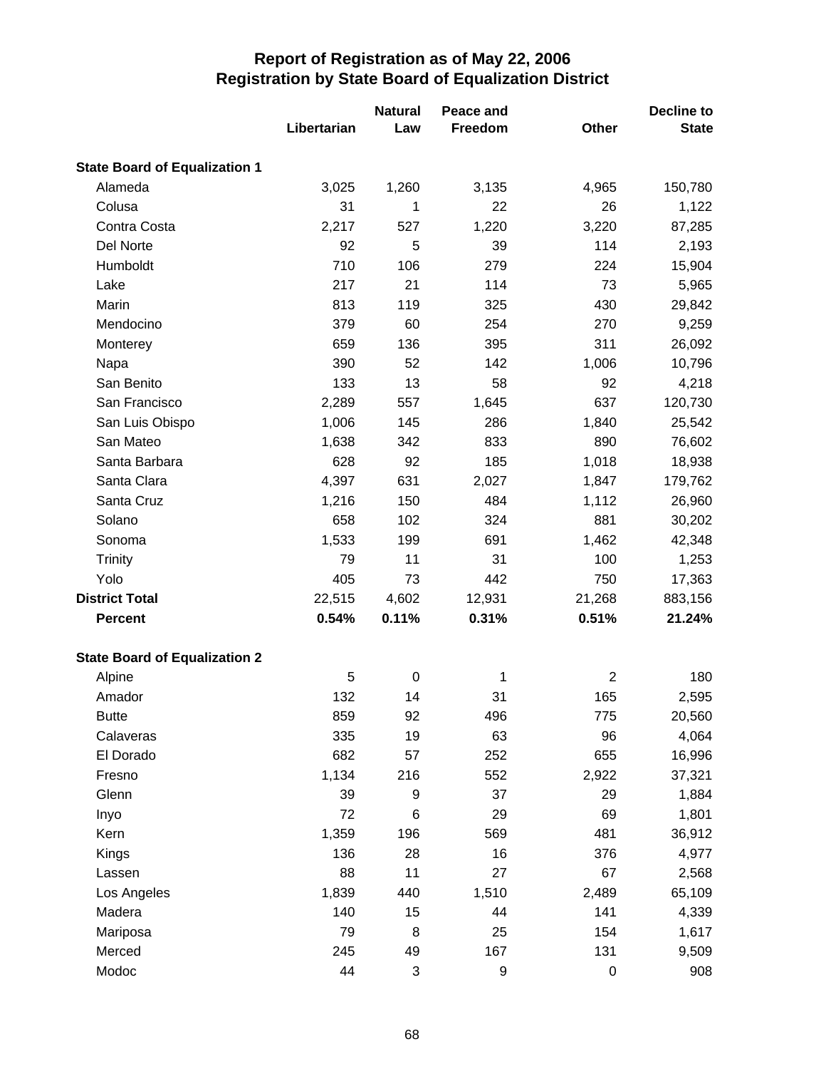## Report of Registration as of May 22, 2006
## Registration by State Board of Equalization District

| | Libertarian | Natural Law | Peace and Freedom | Other | Decline to State |
|---|---|---|---|---|---|
| **State Board of Equalization 1** | | | | | |
| Alameda | 3,025 | 1,260 | 3,135 | 4,965 | 150,780 |
| Colusa | 31 | 1 | 22 | 26 | 1,122 |
| Contra Costa | 2,217 | 527 | 1,220 | 3,220 | 87,285 |
| Del Norte | 92 | 5 | 39 | 114 | 2,193 |
| Humboldt | 710 | 106 | 279 | 224 | 15,904 |
| Lake | 217 | 21 | 114 | 73 | 5,965 |
| Marin | 813 | 119 | 325 | 430 | 29,842 |
| Mendocino | 379 | 60 | 254 | 270 | 9,259 |
| Monterey | 659 | 136 | 395 | 311 | 26,092 |
| Napa | 390 | 52 | 142 | 1,006 | 10,796 |
| San Benito | 133 | 13 | 58 | 92 | 4,218 |
| San Francisco | 2,289 | 557 | 1,645 | 637 | 120,730 |
| San Luis Obispo | 1,006 | 145 | 286 | 1,840 | 25,542 |
| San Mateo | 1,638 | 342 | 833 | 890 | 76,602 |
| Santa Barbara | 628 | 92 | 185 | 1,018 | 18,938 |
| Santa Clara | 4,397 | 631 | 2,027 | 1,847 | 179,762 |
| Santa Cruz | 1,216 | 150 | 484 | 1,112 | 26,960 |
| Solano | 658 | 102 | 324 | 881 | 30,202 |
| Sonoma | 1,533 | 199 | 691 | 1,462 | 42,348 |
| Trinity | 79 | 11 | 31 | 100 | 1,253 |
| Yolo | 405 | 73 | 442 | 750 | 17,363 |
| **District Total** | 22,515 | 4,602 | 12,931 | 21,268 | 883,156 |
| **Percent** | **0.54%** | **0.11%** | **0.31%** | **0.51%** | **21.24%** |
| **State Board of Equalization 2** | | | | | |
| Alpine | 5 | 0 | 1 | 2 | 180 |
| Amador | 132 | 14 | 31 | 165 | 2,595 |
| Butte | 859 | 92 | 496 | 775 | 20,560 |
| Calaveras | 335 | 19 | 63 | 96 | 4,064 |
| El Dorado | 682 | 57 | 252 | 655 | 16,996 |
| Fresno | 1,134 | 216 | 552 | 2,922 | 37,321 |
| Glenn | 39 | 9 | 37 | 29 | 1,884 |
| Inyo | 72 | 6 | 29 | 69 | 1,801 |
| Kern | 1,359 | 196 | 569 | 481 | 36,912 |
| Kings | 136 | 28 | 16 | 376 | 4,977 |
| Lassen | 88 | 11 | 27 | 67 | 2,568 |
| Los Angeles | 1,839 | 440 | 1,510 | 2,489 | 65,109 |
| Madera | 140 | 15 | 44 | 141 | 4,339 |
| Mariposa | 79 | 8 | 25 | 154 | 1,617 |
| Merced | 245 | 49 | 167 | 131 | 9,509 |
| Modoc | 44 | 3 | 9 | 0 | 908 |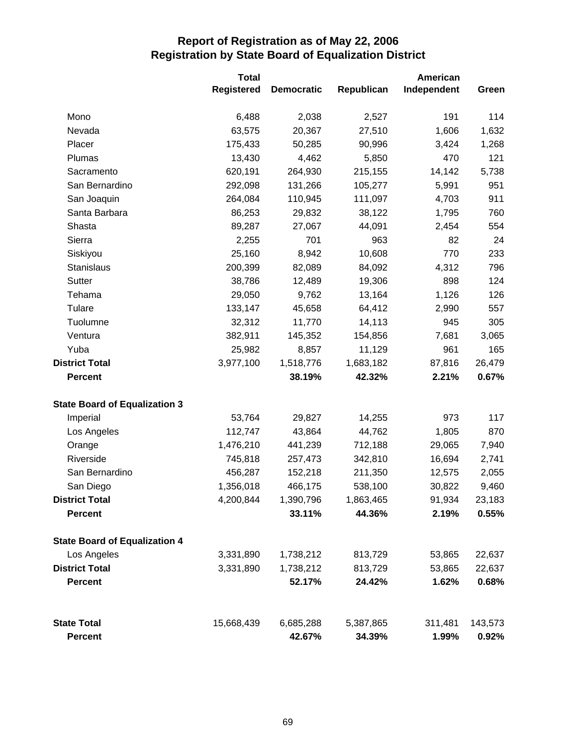# Report of Registration as of May 22, 2006
## Registration by State Board of Equalization District

| | Total Registered | Democratic | Republican | American Independent | Green |
|---|---|---|---|---|---|
| Mono | 6,488 | 2,038 | 2,527 | 191 | 114 |
| Nevada | 63,575 | 20,367 | 27,510 | 1,606 | 1,632 |
| Placer | 175,433 | 50,285 | 90,996 | 3,424 | 1,268 |
| Plumas | 13,430 | 4,462 | 5,850 | 470 | 121 |
| Sacramento | 620,191 | 264,930 | 215,155 | 14,142 | 5,738 |
| San Bernardino | 292,098 | 131,266 | 105,277 | 5,991 | 951 |
| San Joaquin | 264,084 | 110,945 | 111,097 | 4,703 | 911 |
| Santa Barbara | 86,253 | 29,832 | 38,122 | 1,795 | 760 |
| Shasta | 89,287 | 27,067 | 44,091 | 2,454 | 554 |
| Sierra | 2,255 | 701 | 963 | 82 | 24 |
| Siskiyou | 25,160 | 8,942 | 10,608 | 770 | 233 |
| Stanislaus | 200,399 | 82,089 | 84,092 | 4,312 | 796 |
| Sutter | 38,786 | 12,489 | 19,306 | 898 | 124 |
| Tehama | 29,050 | 9,762 | 13,164 | 1,126 | 126 |
| Tulare | 133,147 | 45,658 | 64,412 | 2,990 | 557 |
| Tuolumne | 32,312 | 11,770 | 14,113 | 945 | 305 |
| Ventura | 382,911 | 145,352 | 154,856 | 7,681 | 3,065 |
| Yuba | 25,982 | 8,857 | 11,129 | 961 | 165 |
| **District Total** | 3,977,100 | 1,518,776 | 1,683,182 | 87,816 | 26,479 |
| **Percent** | | **38.19%** | **42.32%** | **2.21%** | **0.67%** |
| **State Board of Equalization 3** | | | | | |
| Imperial | 53,764 | 29,827 | 14,255 | 973 | 117 |
| Los Angeles | 112,747 | 43,864 | 44,762 | 1,805 | 870 |
| Orange | 1,476,210 | 441,239 | 712,188 | 29,065 | 7,940 |
| Riverside | 745,818 | 257,473 | 342,810 | 16,694 | 2,741 |
| San Bernardino | 456,287 | 152,218 | 211,350 | 12,575 | 2,055 |
| San Diego | 1,356,018 | 466,175 | 538,100 | 30,822 | 9,460 |
| **District Total** | 4,200,844 | 1,390,796 | 1,863,465 | 91,934 | 23,183 |
| **Percent** | | **33.11%** | **44.36%** | **2.19%** | **0.55%** |
| **State Board of Equalization 4** | | | | | |
| Los Angeles | 3,331,890 | 1,738,212 | 813,729 | 53,865 | 22,637 |
| **District Total** | 3,331,890 | 1,738,212 | 813,729 | 53,865 | 22,637 |
| **Percent** | | **52.17%** | **24.42%** | **1.62%** | **0.68%** |
| **State Total** | 15,668,439 | 6,685,288 | 5,387,865 | 311,481 | 143,573 |
| **Percent** | | **42.67%** | **34.39%** | **1.99%** | **0.92%** |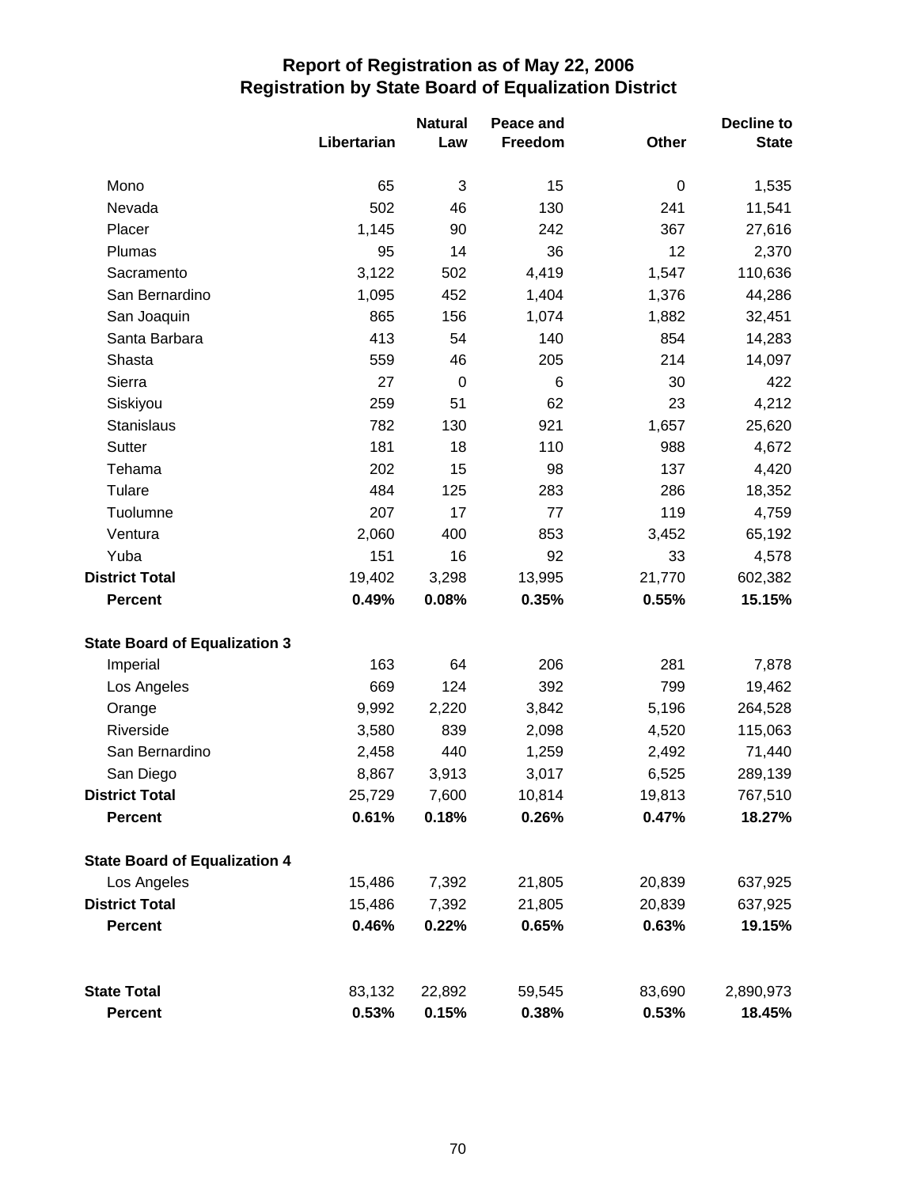# Report of Registration as of May 22, 2006
## Registration by State Board of Equalization District

| | Libertarian | Natural Law | Peace and Freedom | Other | Decline to State |
|---|---|---|---|---|---|
| Mono | 65 | 3 | 15 | 0 | 1,535 |
| Nevada | 502 | 46 | 130 | 241 | 11,541 |
| Placer | 1,145 | 90 | 242 | 367 | 27,616 |
| Plumas | 95 | 14 | 36 | 12 | 2,370 |
| Sacramento | 3,122 | 502 | 4,419 | 1,547 | 110,636 |
| San Bernardino | 1,095 | 452 | 1,404 | 1,376 | 44,286 |
| San Joaquin | 865 | 156 | 1,074 | 1,882 | 32,451 |
| Santa Barbara | 413 | 54 | 140 | 854 | 14,283 |
| Shasta | 559 | 46 | 205 | 214 | 14,097 |
| Sierra | 27 | 0 | 6 | 30 | 422 |
| Siskiyou | 259 | 51 | 62 | 23 | 4,212 |
| Stanislaus | 782 | 130 | 921 | 1,657 | 25,620 |
| Sutter | 181 | 18 | 110 | 988 | 4,672 |
| Tehama | 202 | 15 | 98 | 137 | 4,420 |
| Tulare | 484 | 125 | 283 | 286 | 18,352 |
| Tuolumne | 207 | 17 | 77 | 119 | 4,759 |
| Ventura | 2,060 | 400 | 853 | 3,452 | 65,192 |
| Yuba | 151 | 16 | 92 | 33 | 4,578 |
| **District Total** | 19,402 | 3,298 | 13,995 | 21,770 | 602,382 |
| **Percent** | **0.49%** | **0.08%** | **0.35%** | **0.55%** | **15.15%** |
| **State Board of Equalization 3** | | | | | |
| Imperial | 163 | 64 | 206 | 281 | 7,878 |
| Los Angeles | 669 | 124 | 392 | 799 | 19,462 |
| Orange | 9,992 | 2,220 | 3,842 | 5,196 | 264,528 |
| Riverside | 3,580 | 839 | 2,098 | 4,520 | 115,063 |
| San Bernardino | 2,458 | 440 | 1,259 | 2,492 | 71,440 |
| San Diego | 8,867 | 3,913 | 3,017 | 6,525 | 289,139 |
| **District Total** | 25,729 | 7,600 | 10,814 | 19,813 | 767,510 |
| **Percent** | **0.61%** | **0.18%** | **0.26%** | **0.47%** | **18.27%** |
| **State Board of Equalization 4** | | | | | |
| Los Angeles | 15,486 | 7,392 | 21,805 | 20,839 | 637,925 |
| **District Total** | 15,486 | 7,392 | 21,805 | 20,839 | 637,925 |
| **Percent** | **0.46%** | **0.22%** | **0.65%** | **0.63%** | **19.15%** |
| **State Total** | 83,132 | 22,892 | 59,545 | 83,690 | 2,890,973 |
| **Percent** | **0.53%** | **0.15%** | **0.38%** | **0.53%** | **18.45%** |